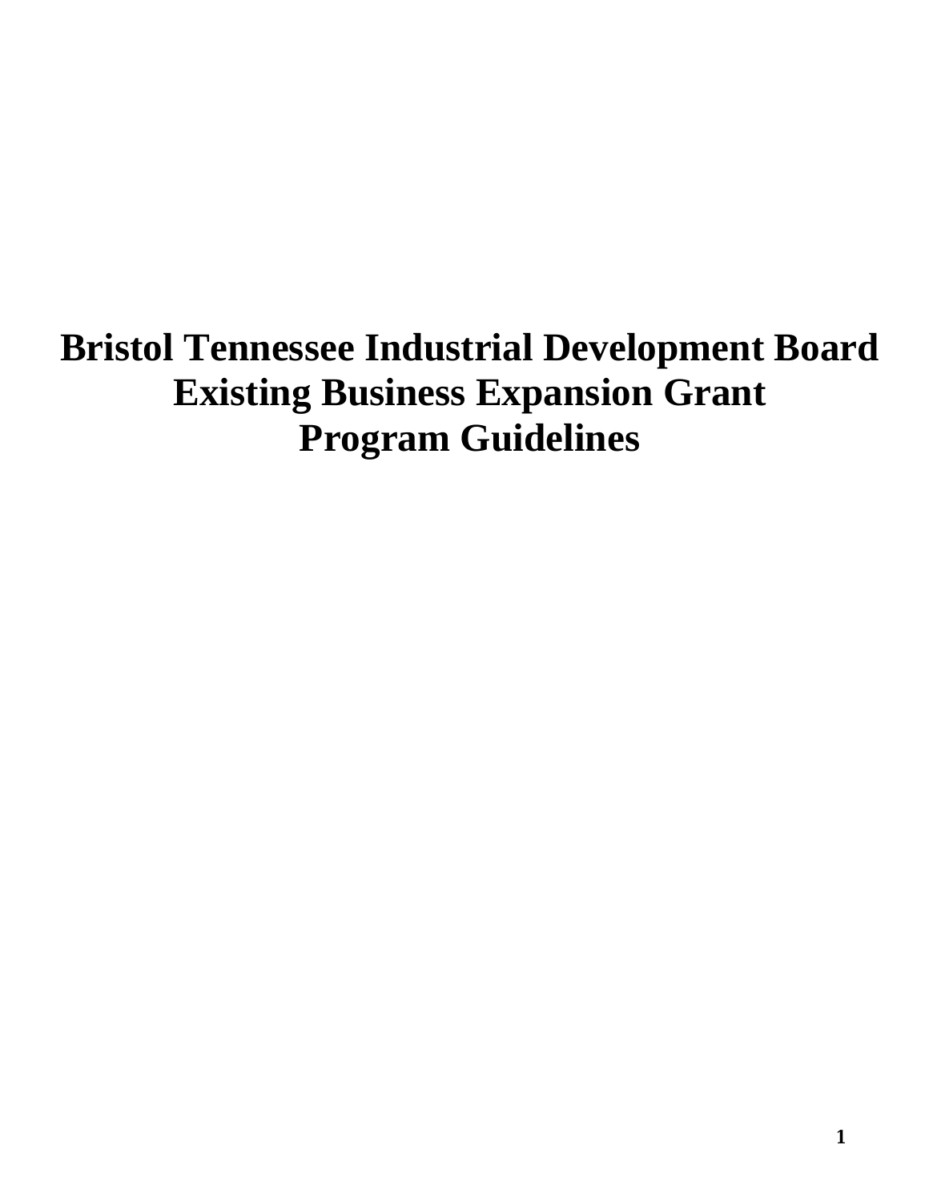# Bristol Tennessee Industrial Development Board
# Existing Business Expansion Grant
# Program Guidelines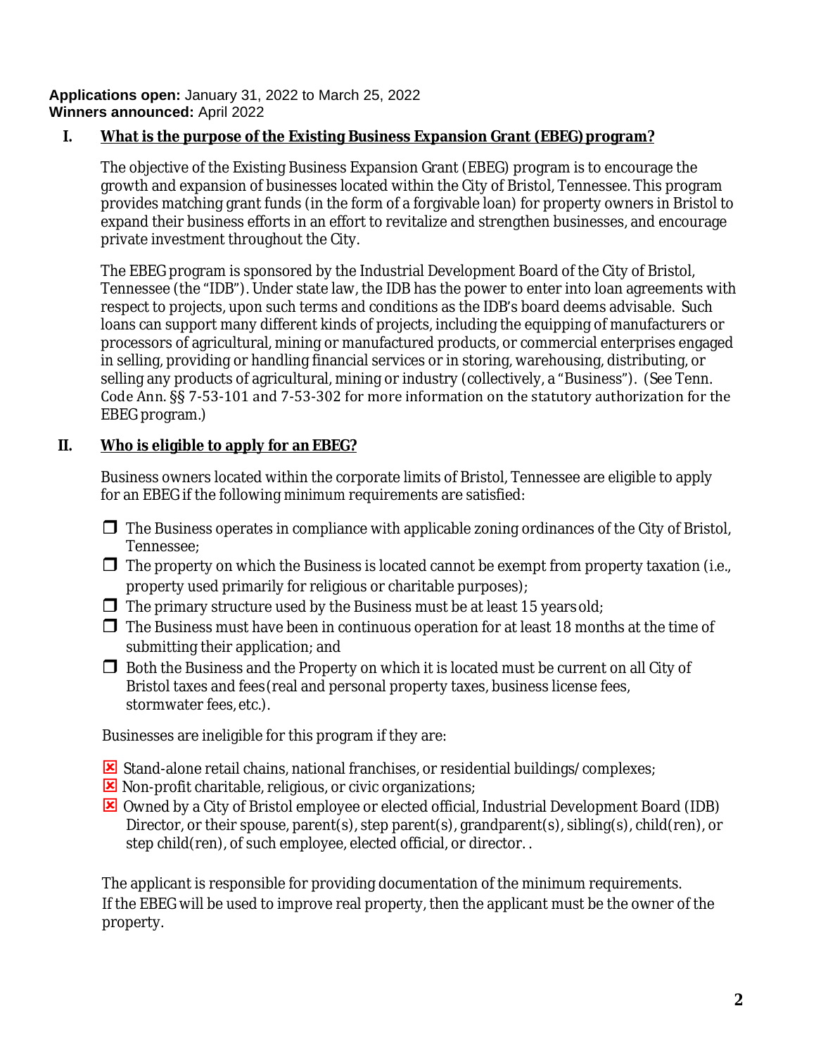**Applications open:** January 31, 2022 to March 25, 2022
**Winners announced:** April 2022

## I. What is the purpose of the Existing Business Expansion Grant (EBEG) program?

The objective of the Existing Business Expansion Grant (EBEG) program is to encourage the growth and expansion of businesses located within the City of Bristol, Tennessee. This program provides matching grant funds (in the form of a forgivable loan) for property owners in Bristol to expand their business efforts in an effort to revitalize and strengthen businesses, and encourage private investment throughout the City.

The EBEG program is sponsored by the Industrial Development Board of the City of Bristol, Tennessee (the "IDB"). Under state law, the IDB has the power to enter into loan agreements with respect to projects, upon such terms and conditions as the IDB's board deems advisable. Such loans can support many different kinds of projects, including the equipping of manufacturers or processors of agricultural, mining or manufactured products, or commercial enterprises engaged in selling, providing or handling financial services or in storing, warehousing, distributing, or selling any products of agricultural, mining or industry (collectively, a "Business"). (See Tenn. Code Ann. §§ 7-53-101 and 7-53-302 for more information on the statutory authorization for the EBEG program.)

## II. Who is eligible to apply for an EBEG?

Business owners located within the corporate limits of Bristol, Tennessee are eligible to apply for an EBEG if the following minimum requirements are satisfied:

- ☐ The Business operates in compliance with applicable zoning ordinances of the City of Bristol, Tennessee;
- ☐ The property on which the Business is located cannot be exempt from property taxation (i.e., property used primarily for religious or charitable purposes);
- ☐ The primary structure used by the Business must be at least 15 years old;
- ☐ The Business must have been in continuous operation for at least 18 months at the time of submitting their application; and
- ☐ Both the Business and the Property on which it is located must be current on all City of Bristol taxes and fees (real and personal property taxes, business license fees, stormwater fees, etc.).

Businesses are ineligible for this program if they are:

- ☒ Stand-alone retail chains, national franchises, or residential buildings/complexes;
- ☒ Non-profit charitable, religious, or civic organizations;
- ☒ Owned by a City of Bristol employee or elected official, Industrial Development Board (IDB) Director, or their spouse, parent(s), step parent(s), grandparent(s), sibling(s), child(ren), or step child(ren), of such employee, elected official, or director. .

The applicant is responsible for providing documentation of the minimum requirements. If the EBEG will be used to improve real property, then the applicant must be the owner of the property.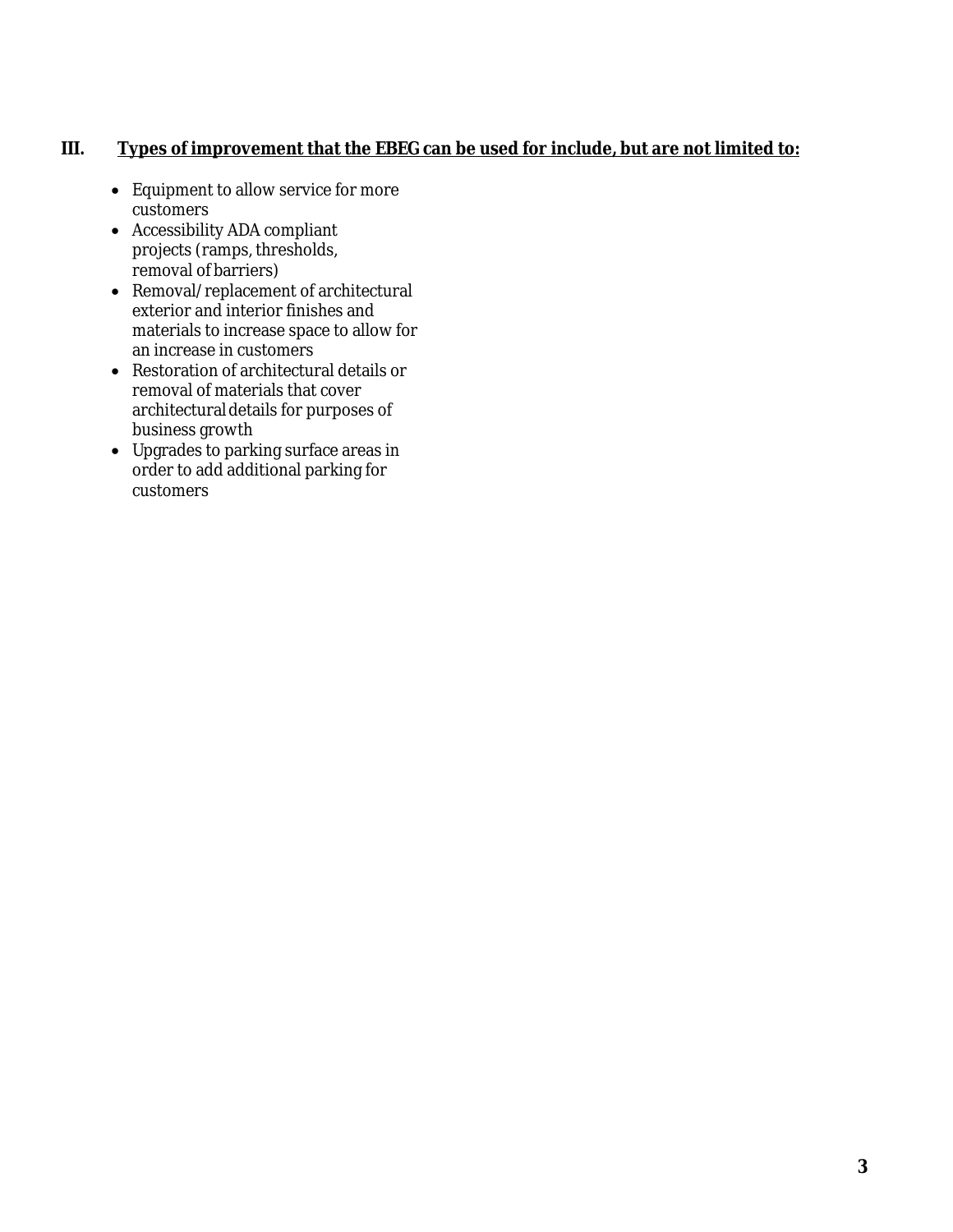## III. Types of improvement that the EBEG can be used for include, but are not limited to:

- Equipment to allow service for more customers
- Accessibility ADA compliant projects (ramps, thresholds, removal of barriers)
- Removal/replacement of architectural exterior and interior finishes and materials to increase space to allow for an increase in customers
- Restoration of architectural details or removal of materials that cover architectural details for purposes of business growth
- Upgrades to parking surface areas in order to add additional parking for customers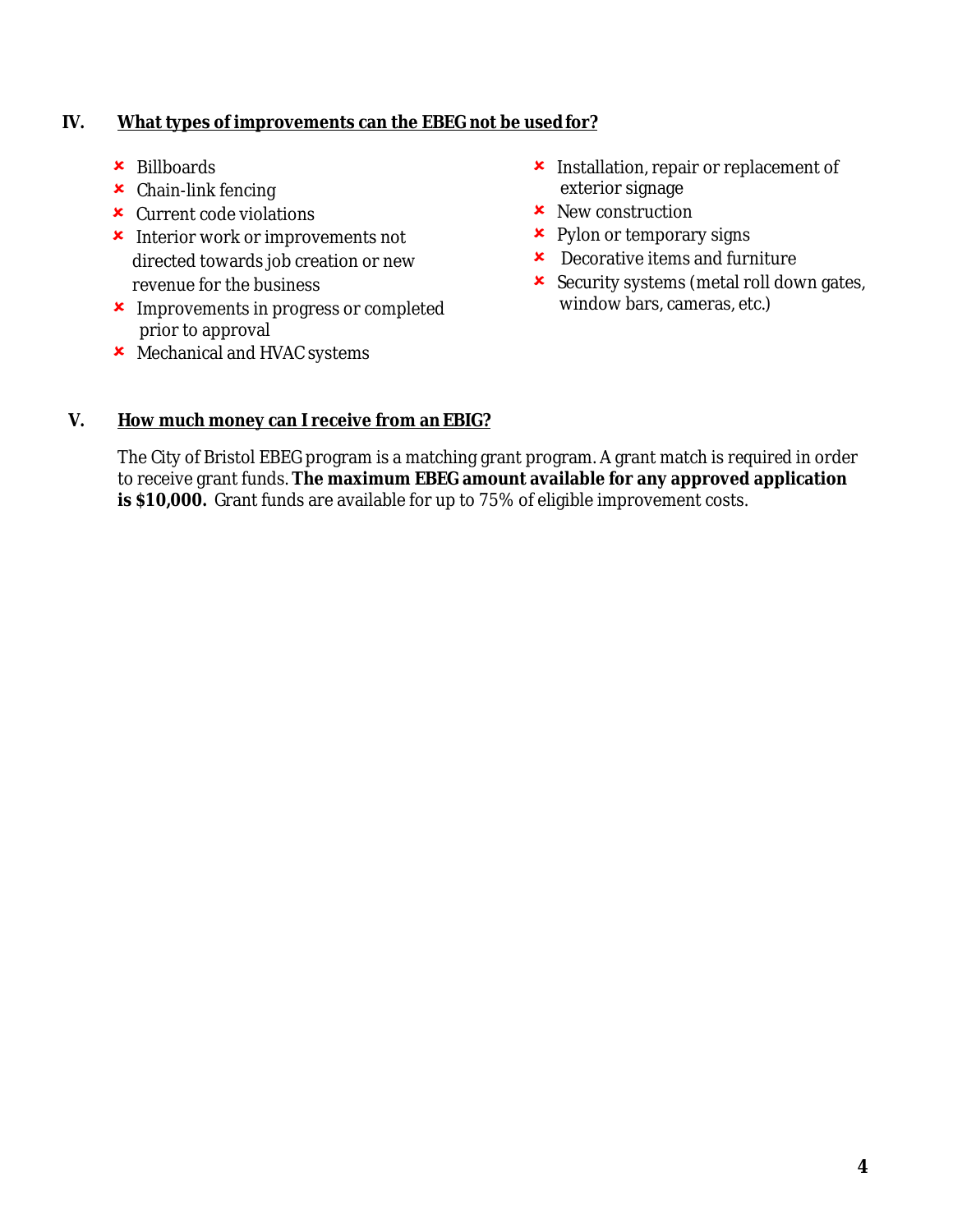## IV. What types of improvements can the EBEG not be used for?

- Billboards
- Chain-link fencing
- Current code violations
- Interior work or improvements not directed towards job creation or new revenue for the business
- Improvements in progress or completed prior to approval
- Mechanical and HVAC systems
- Installation, repair or replacement of exterior signage
- New construction
- Pylon or temporary signs
- Decorative items and furniture
- Security systems (metal roll down gates, window bars, cameras, etc.)

## V. How much money can I receive from an EBIG?

The City of Bristol EBEG program is a matching grant program. A grant match is required in order to receive grant funds. **The maximum EBEG amount available for any approved application is $10,000.** Grant funds are available for up to 75% of eligible improvement costs.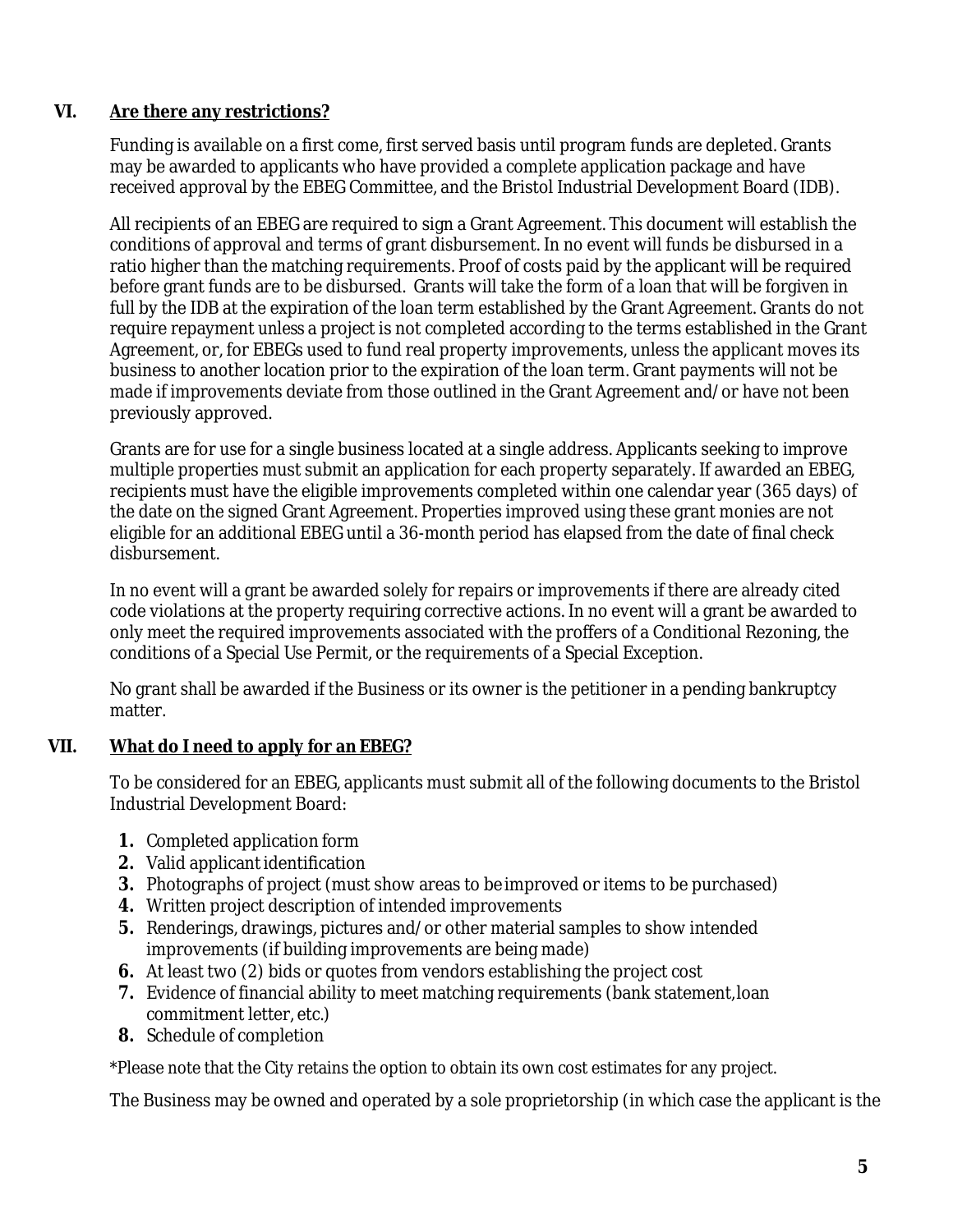## VI. Are there any restrictions?

Funding is available on a first come, first served basis until program funds are depleted. Grants may be awarded to applicants who have provided a complete application package and have received approval by the EBEG Committee, and the Bristol Industrial Development Board (IDB).

All recipients of an EBEG are required to sign a Grant Agreement. This document will establish the conditions of approval and terms of grant disbursement. In no event will funds be disbursed in a ratio higher than the matching requirements. Proof of costs paid by the applicant will be required before grant funds are to be disbursed. Grants will take the form of a loan that will be forgiven in full by the IDB at the expiration of the loan term established by the Grant Agreement. Grants do not require repayment unless a project is not completed according to the terms established in the Grant Agreement, or, for EBEGs used to fund real property improvements, unless the applicant moves its business to another location prior to the expiration of the loan term. Grant payments will not be made if improvements deviate from those outlined in the Grant Agreement and/or have not been previously approved.

Grants are for use for a single business located at a single address. Applicants seeking to improve multiple properties must submit an application for each property separately. If awarded an EBEG, recipients must have the eligible improvements completed within one calendar year (365 days) of the date on the signed Grant Agreement. Properties improved using these grant monies are not eligible for an additional EBEG until a 36-month period has elapsed from the date of final check disbursement.

In no event will a grant be awarded solely for repairs or improvements if there are already cited code violations at the property requiring corrective actions. In no event will a grant be awarded to only meet the required improvements associated with the proffers of a Conditional Rezoning, the conditions of a Special Use Permit, or the requirements of a Special Exception.

No grant shall be awarded if the Business or its owner is the petitioner in a pending bankruptcy matter.

## VII. What do I need to apply for an EBEG?

To be considered for an EBEG, applicants must submit all of the following documents to the Bristol Industrial Development Board:

1. Completed application form
2. Valid applicant identification
3. Photographs of project (must show areas to be improved or items to be purchased)
4. Written project description of intended improvements
5. Renderings, drawings, pictures and/or other material samples to show intended improvements (if building improvements are being made)
6. At least two (2) bids or quotes from vendors establishing the project cost
7. Evidence of financial ability to meet matching requirements (bank statement, loan commitment letter, etc.)
8. Schedule of completion

*Please note that the City retains the option to obtain its own cost estimates for any project.

The Business may be owned and operated by a sole proprietorship (in which case the applicant is the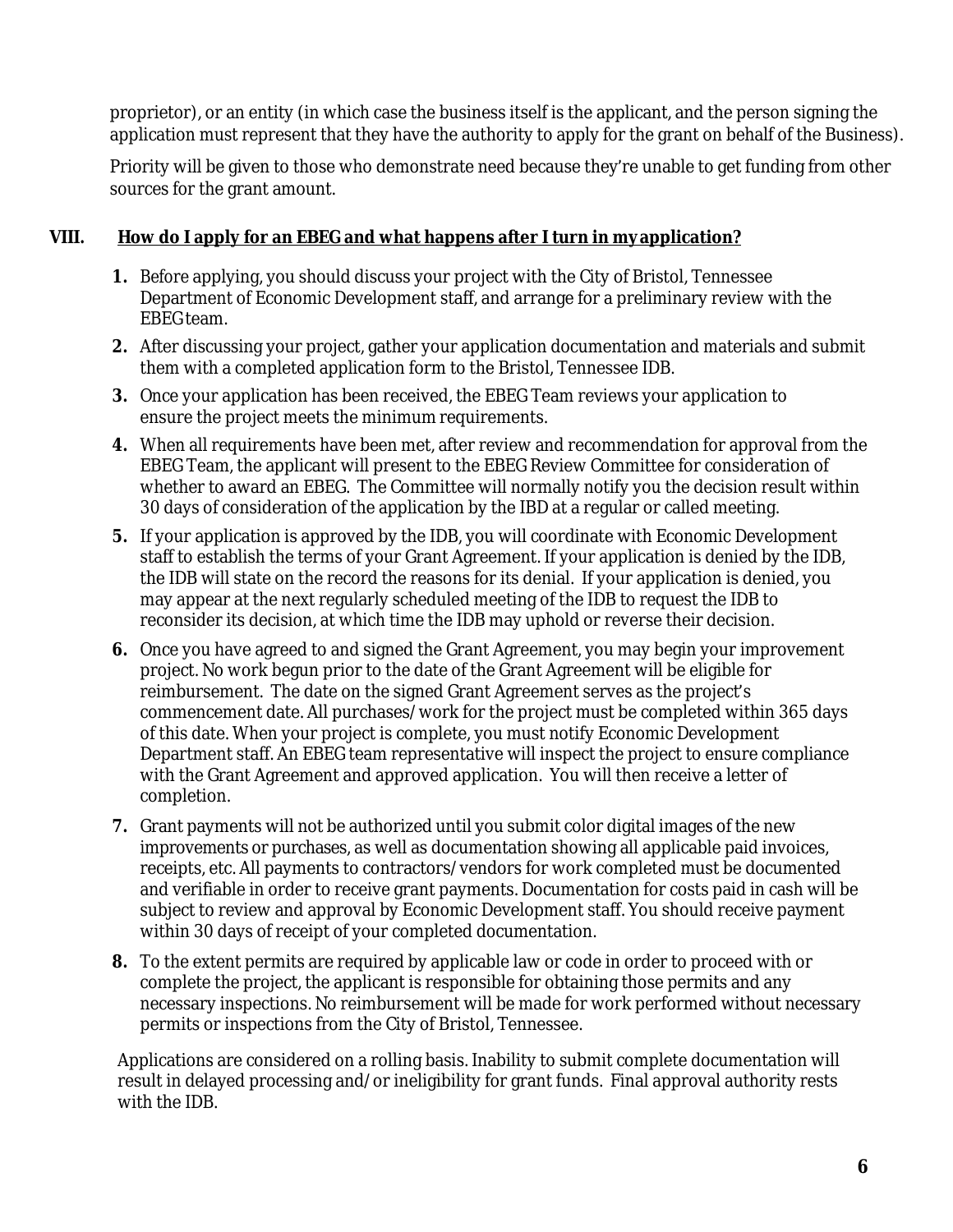proprietor), or an entity (in which case the business itself is the applicant, and the person signing the application must represent that they have the authority to apply for the grant on behalf of the Business).

Priority will be given to those who demonstrate need because they're unable to get funding from other sources for the grant amount.

## VIII. How do I apply for an EBEG and what happens after I turn in my application?

1. Before applying, you should discuss your project with the City of Bristol, Tennessee Department of Economic Development staff, and arrange for a preliminary review with the EBEG team.
2. After discussing your project, gather your application documentation and materials and submit them with a completed application form to the Bristol, Tennessee IDB.
3. Once your application has been received, the EBEG Team reviews your application to ensure the project meets the minimum requirements.
4. When all requirements have been met, after review and recommendation for approval from the EBEG Team, the applicant will present to the EBEG Review Committee for consideration of whether to award an EBEG. The Committee will normally notify you the decision result within 30 days of consideration of the application by the IBD at a regular or called meeting.
5. If your application is approved by the IDB, you will coordinate with Economic Development staff to establish the terms of your Grant Agreement. If your application is denied by the IDB, the IDB will state on the record the reasons for its denial. If your application is denied, you may appear at the next regularly scheduled meeting of the IDB to request the IDB to reconsider its decision, at which time the IDB may uphold or reverse their decision.
6. Once you have agreed to and signed the Grant Agreement, you may begin your improvement project. No work begun prior to the date of the Grant Agreement will be eligible for reimbursement. The date on the signed Grant Agreement serves as the project's commencement date. All purchases/work for the project must be completed within 365 days of this date. When your project is complete, you must notify Economic Development Department staff. An EBEG team representative will inspect the project to ensure compliance with the Grant Agreement and approved application. You will then receive a letter of completion.
7. Grant payments will not be authorized until you submit color digital images of the new improvements or purchases, as well as documentation showing all applicable paid invoices, receipts, etc. All payments to contractors/vendors for work completed must be documented and verifiable in order to receive grant payments. Documentation for costs paid in cash will be subject to review and approval by Economic Development staff. You should receive payment within 30 days of receipt of your completed documentation.
8. To the extent permits are required by applicable law or code in order to proceed with or complete the project, the applicant is responsible for obtaining those permits and any necessary inspections. No reimbursement will be made for work performed without necessary permits or inspections from the City of Bristol, Tennessee.

Applications are considered on a rolling basis. Inability to submit complete documentation will result in delayed processing and/or ineligibility for grant funds. Final approval authority rests with the IDB.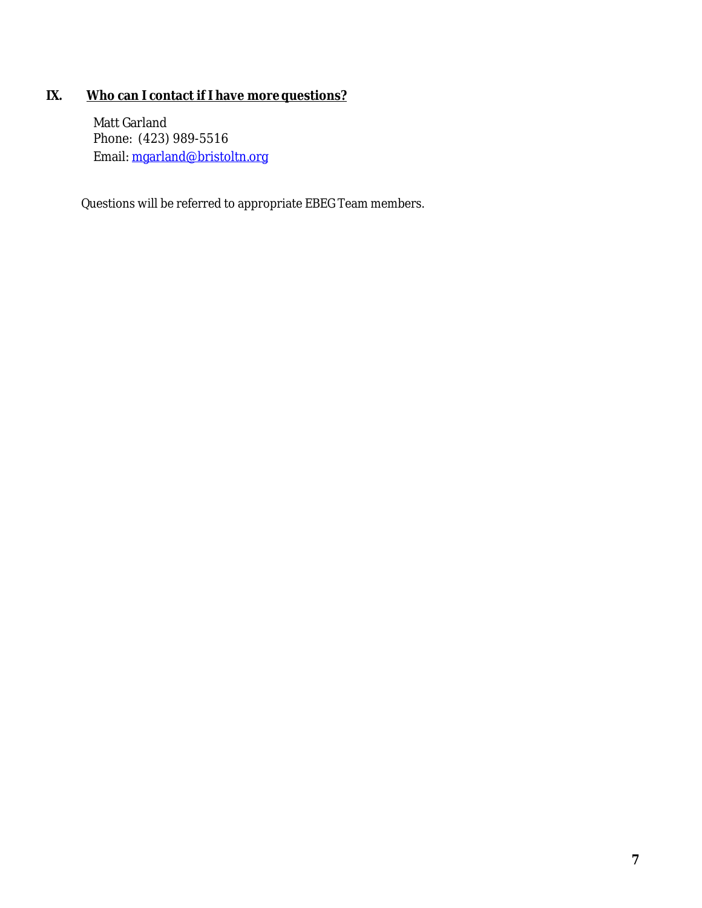## IX. Who can I contact if I have more questions?

Matt Garland
Phone: (423) 989-5516
Email: mgarland@bristoltn.org

Questions will be referred to appropriate EBEG Team members.